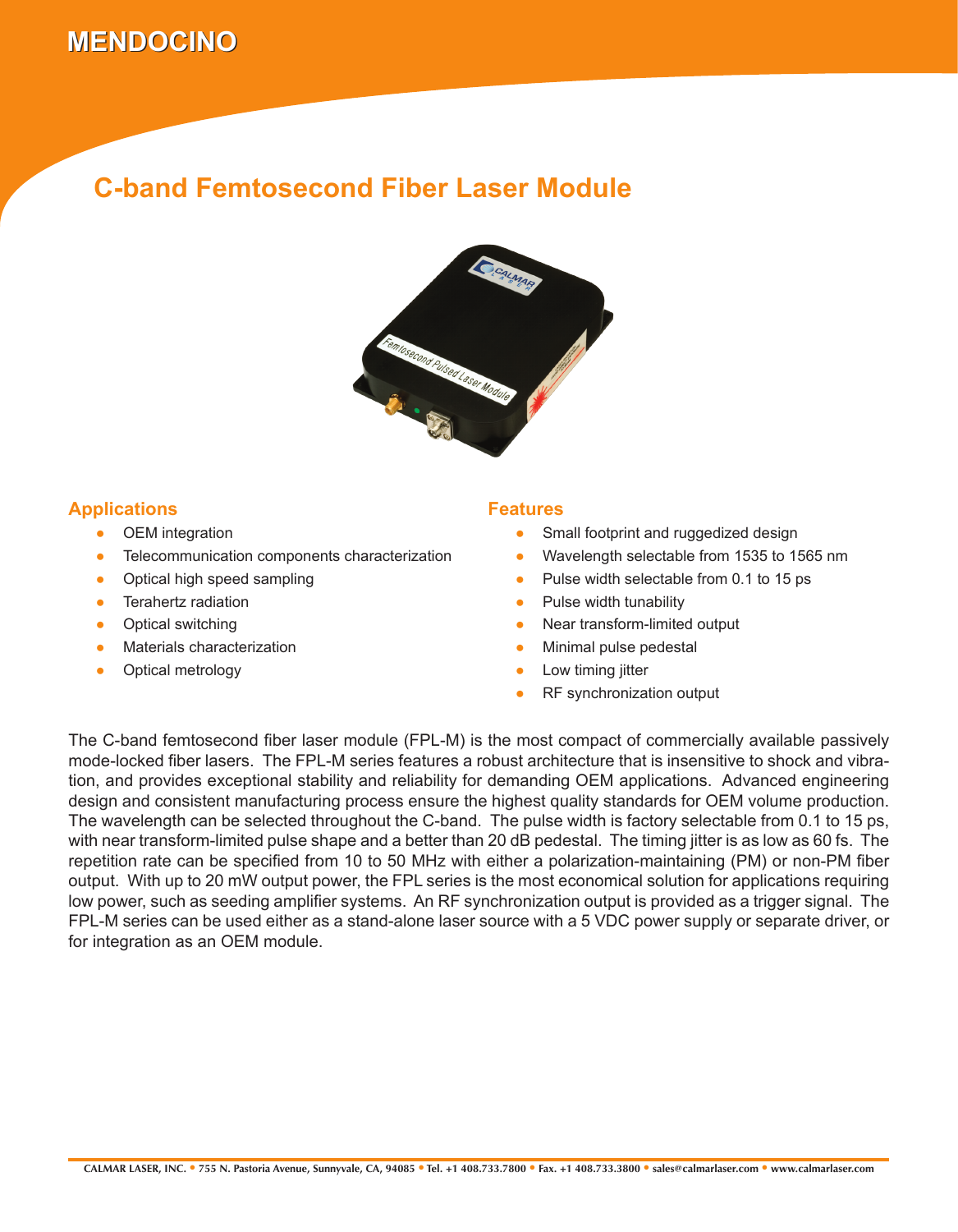# MENDOCINO

## C-band Femtosecond Fiber Laser Module

### Applications

- OEM integration
- Telecommunication components characterization
- Optical high speed sampling
- Terahertz radiation
- Optical switching
- Materials characterization
- Optical metrology

### Features

- Small footprint and ruggedized design
- Wavelength selectable from 1535 to 1565 nm
- Pulse width selectable from 0.1 to 15 ps
- Pulse width tunability
- Near transform-limited output
- Minimal pulse pedestal
- Low timing jitter
- RF synchronization output

The C-band femtosecond fiber laser module (FPL-M) is the most compact of commercially available passively mode-locked fiber lasers. The FPL-M series features a robust architecture that is insensitive to shock and vibration, and provides exceptional stability and reliability for demanding OEM applications. Advanced engineering design and consistent manufacturing process ensure the highest quality standards for OEM volume production. The wavelength can be selected throughout the C-band. The pulse width is factory selectable from 0.1 to 15 ps, with near transform-limited pulse shape and a better than 20 dB pedestal. The timing jitter is as low as 60 fs. The repetition rate can be specified from 10 to 50 MHz with either a polarization-maintaining (PM) or non-PM fiber output. With up to 20 mW output power, the FPL series is the most economical solution for applications requiring low power, such as seeding amplifier systems. An RF synchronization output is provided as a trigger signal. The FPL-M series can be used either as a stand-alone laser source with a 5 VDC power supply or separate driver, or for integration as an OEM module.

CALMAR LASER, INC. • 755 N. Pastoria Avenue, Sunnyvale, CA, 94085 • Tel. +1 408.733.7800 • Fax. +1 408.733.3800 • sales@calmarlaser.com • www.calmarlaser.com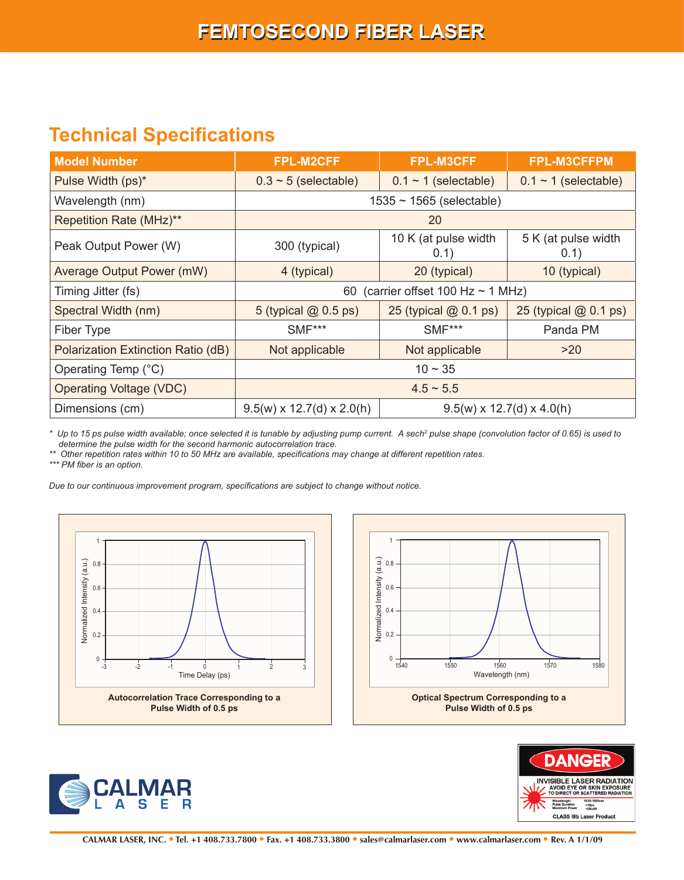# FEMTOSECOND FIBER LASER

## Technical Specifications

| Model Number | FPL-M2CFF | FPL-M3CFF | FPL-M3CFFPM |
|---|---|---|---|
| Pulse Width (ps)* | 0.3 ~ 5 (selectable) | 0.1 ~ 1 (selectable) | 0.1 ~ 1 (selectable) |
| Wavelength (nm) | 1535 ~ 1565 (selectable) | | |
| Repetition Rate (MHz)** | 20 | | |
| Peak Output Power (W) | 300 (typical) | 10 K (at pulse width 0.1) | 5 K (at pulse width 0.1) |
| Average Output Power (mW) | 4 (typical) | 20 (typical) | 10 (typical) |
| Timing Jitter (fs) | 60 (carrier offset 100 Hz ~ 1 MHz) | | |
| Spectral Width (nm) | 5 (typical @ 0.5 ps) | 25 (typical @ 0.1 ps) | 25 (typical @ 0.1 ps) |
| Fiber Type | SMF*** | SMF*** | Panda PM |
| Polarization Extinction Ratio (dB) | Not applicable | Not applicable | >20 |
| Operating Temp (°C) | 10 ~ 35 | | |
| Operating Voltage (VDC) | 4.5 ~ 5.5 | | |
| Dimensions (cm) | 9.5(w) x 12.7(d) x 2.0(h) | 9.5(w) x 12.7(d) x 4.0(h) | |

*\* Up to 15 ps pulse width available; once selected it is tunable by adjusting pump current. A sech$^2$ pulse shape (convolution factor of 0.65) is used to determine the pulse width for the second harmonic autocorrelation trace.*

*\*\* Other repetition rates within 10 to 50 MHz are available, specifications may change at different repetition rates.*

*\*\*\* PM fiber is an option.*

*Due to our continuous improvement program, specifications are subject to change without notice.*

Normalized Intensity (a.u.)
Time Delay (ps)

**Autocorrelation Trace Corresponding to a Pulse Width of 0.5 ps**

Normalized Intensity (a.u.)
Wavelength (nm)

**Optical Spectrum Corresponding to a Pulse Width of 0.5 ps**

CALMAR LASER

DANGER
INVISIBLE LASER RADIATION
AVOID EYE OR SKIN EXPOSURE TO DIRECT OR SCATTERED RADIATION
CLASS IIIb Laser Product

CALMAR LASER, INC. • Tel. +1 408.733.7800 • Fax. +1 408.733.3800 • sales@calmarlaser.com • www.calmarlaser.com • Rev. A 1/1/09